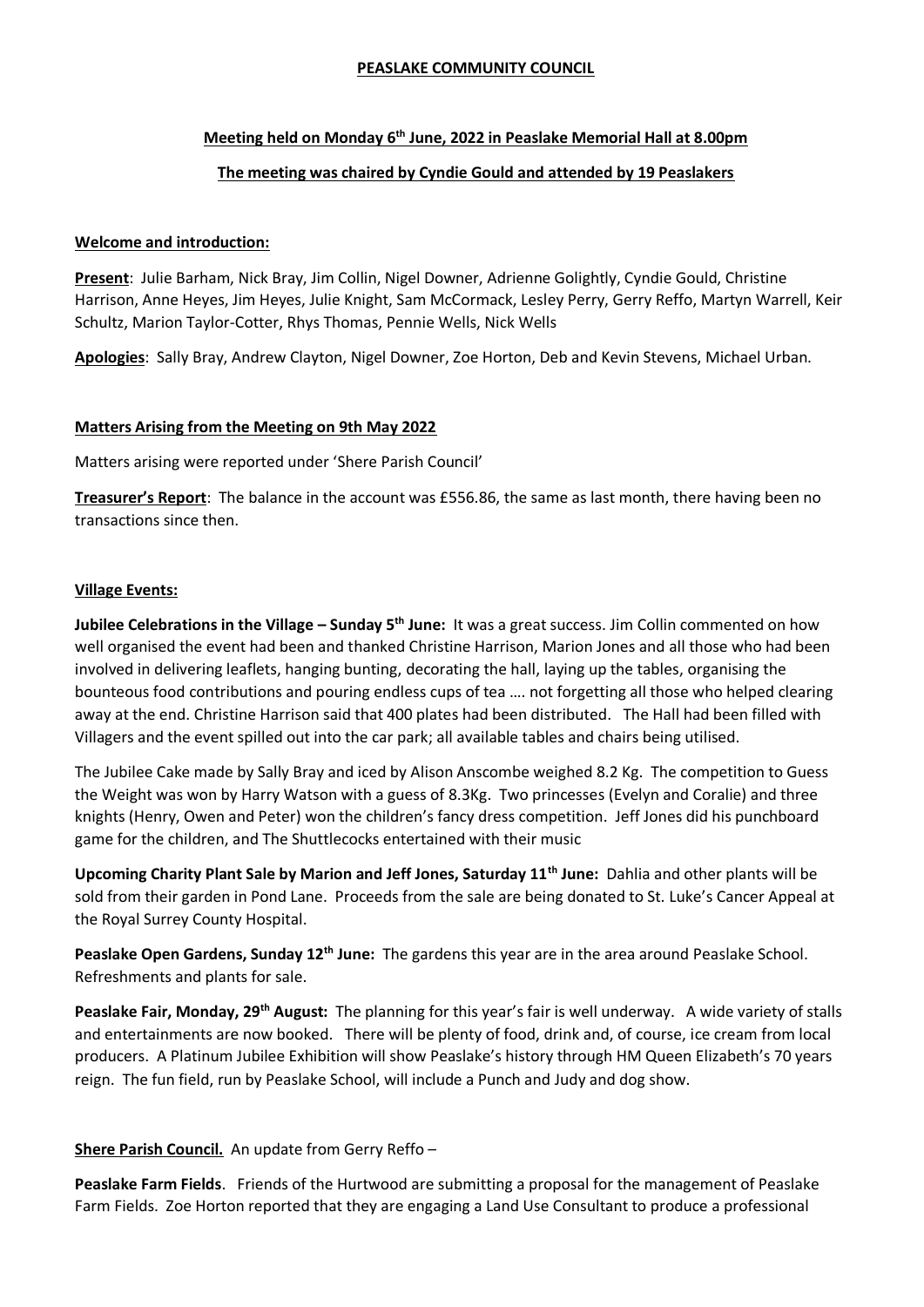**PEASLAKE COMMUNITY COUNCIL**

**Meeting held on Monday 6th June, 2022 in Peaslake Memorial Hall at 8.00pm**

**The meeting was chaired by Cyndie Gould and attended by 19 Peaslakers**

**Welcome and introduction:**

**Present**: Julie Barham, Nick Bray, Jim Collin, Nigel Downer, Adrienne Golightly, Cyndie Gould, Christine Harrison, Anne Heyes, Jim Heyes, Julie Knight, Sam McCormack, Lesley Perry, Gerry Reffo, Martyn Warrell, Keir Schultz, Marion Taylor-Cotter, Rhys Thomas, Pennie Wells, Nick Wells

**Apologies**: Sally Bray, Andrew Clayton, Nigel Downer, Zoe Horton, Deb and Kevin Stevens, Michael Urban.

**Matters Arising from the Meeting on 9th May 2022**

Matters arising were reported under 'Shere Parish Council'

**Treasurer's Report**: The balance in the account was £556.86, the same as last month, there having been no transactions since then.

**Village Events:**

**Jubilee Celebrations in the Village – Sunday 5th June:** It was a great success. Jim Collin commented on how well organised the event had been and thanked Christine Harrison, Marion Jones and all those who had been involved in delivering leaflets, hanging bunting, decorating the hall, laying up the tables, organising the bounteous food contributions and pouring endless cups of tea …. not forgetting all those who helped clearing away at the end. Christine Harrison said that 400 plates had been distributed. The Hall had been filled with Villagers and the event spilled out into the car park; all available tables and chairs being utilised.

The Jubilee Cake made by Sally Bray and iced by Alison Anscombe weighed 8.2 Kg. The competition to Guess the Weight was won by Harry Watson with a guess of 8.3Kg. Two princesses (Evelyn and Coralie) and three knights (Henry, Owen and Peter) won the children's fancy dress competition. Jeff Jones did his punchboard game for the children, and The Shuttlecocks entertained with their music

**Upcoming Charity Plant Sale by Marion and Jeff Jones, Saturday 11th June:** Dahlia and other plants will be sold from their garden in Pond Lane. Proceeds from the sale are being donated to St. Luke's Cancer Appeal at the Royal Surrey County Hospital.

**Peaslake Open Gardens, Sunday 12th June:** The gardens this year are in the area around Peaslake School. Refreshments and plants for sale.

**Peaslake Fair, Monday, 29th August:** The planning for this year's fair is well underway. A wide variety of stalls and entertainments are now booked. There will be plenty of food, drink and, of course, ice cream from local producers. A Platinum Jubilee Exhibition will show Peaslake's history through HM Queen Elizabeth's 70 years reign. The fun field, run by Peaslake School, will include a Punch and Judy and dog show.

**Shere Parish Council.** An update from Gerry Reffo –

**Peaslake Farm Fields**. Friends of the Hurtwood are submitting a proposal for the management of Peaslake Farm Fields. Zoe Horton reported that they are engaging a Land Use Consultant to produce a professional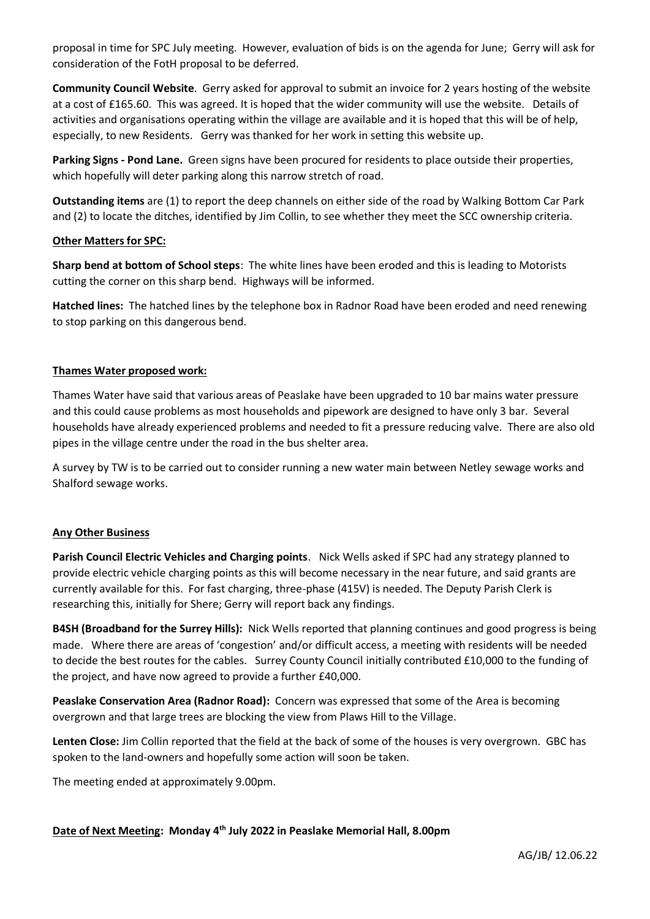proposal in time for SPC July meeting. However, evaluation of bids is on the agenda for June; Gerry will ask for consideration of the FotH proposal to be deferred.

**Community Council Website**. Gerry asked for approval to submit an invoice for 2 years hosting of the website at a cost of £165.60. This was agreed. It is hoped that the wider community will use the website. Details of activities and organisations operating within the village are available and it is hoped that this will be of help, especially, to new Residents. Gerry was thanked for her work in setting this website up.

**Parking Signs - Pond Lane.** Green signs have been procured for residents to place outside their properties, which hopefully will deter parking along this narrow stretch of road.

**Outstanding items** are (1) to report the deep channels on either side of the road by Walking Bottom Car Park and (2) to locate the ditches, identified by Jim Collin, to see whether they meet the SCC ownership criteria.

**Other Matters for SPC:**

**Sharp bend at bottom of School steps**: The white lines have been eroded and this is leading to Motorists cutting the corner on this sharp bend. Highways will be informed.

**Hatched lines:** The hatched lines by the telephone box in Radnor Road have been eroded and need renewing to stop parking on this dangerous bend.

**Thames Water proposed work:**

Thames Water have said that various areas of Peaslake have been upgraded to 10 bar mains water pressure and this could cause problems as most households and pipework are designed to have only 3 bar. Several households have already experienced problems and needed to fit a pressure reducing valve. There are also old pipes in the village centre under the road in the bus shelter area.

A survey by TW is to be carried out to consider running a new water main between Netley sewage works and Shalford sewage works.

**Any Other Business**

**Parish Council Electric Vehicles and Charging points**. Nick Wells asked if SPC had any strategy planned to provide electric vehicle charging points as this will become necessary in the near future, and said grants are currently available for this. For fast charging, three-phase (415V) is needed. The Deputy Parish Clerk is researching this, initially for Shere; Gerry will report back any findings.

**B4SH (Broadband for the Surrey Hills):** Nick Wells reported that planning continues and good progress is being made. Where there are areas of 'congestion' and/or difficult access, a meeting with residents will be needed to decide the best routes for the cables. Surrey County Council initially contributed £10,000 to the funding of the project, and have now agreed to provide a further £40,000.

**Peaslake Conservation Area (Radnor Road):** Concern was expressed that some of the Area is becoming overgrown and that large trees are blocking the view from Plaws Hill to the Village.

**Lenten Close:** Jim Collin reported that the field at the back of some of the houses is very overgrown. GBC has spoken to the land-owners and hopefully some action will soon be taken.

The meeting ended at approximately 9.00pm.

**Date of Next Meeting: Monday 4th July 2022 in Peaslake Memorial Hall, 8.00pm**

AG/JB/ 12.06.22